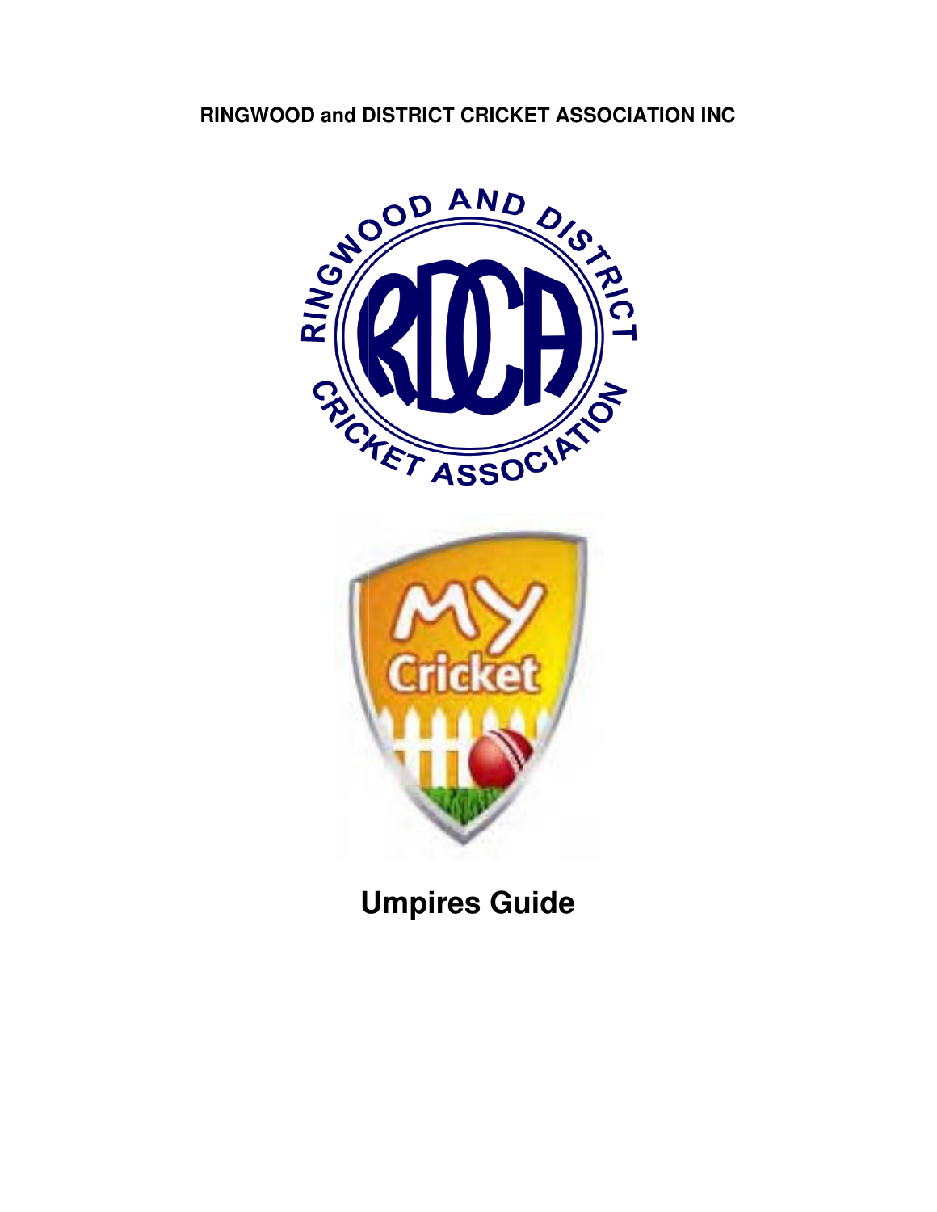**RINGWOOD and DISTRICT CRICKET ASSOCIATION INC**

# Umpires Guide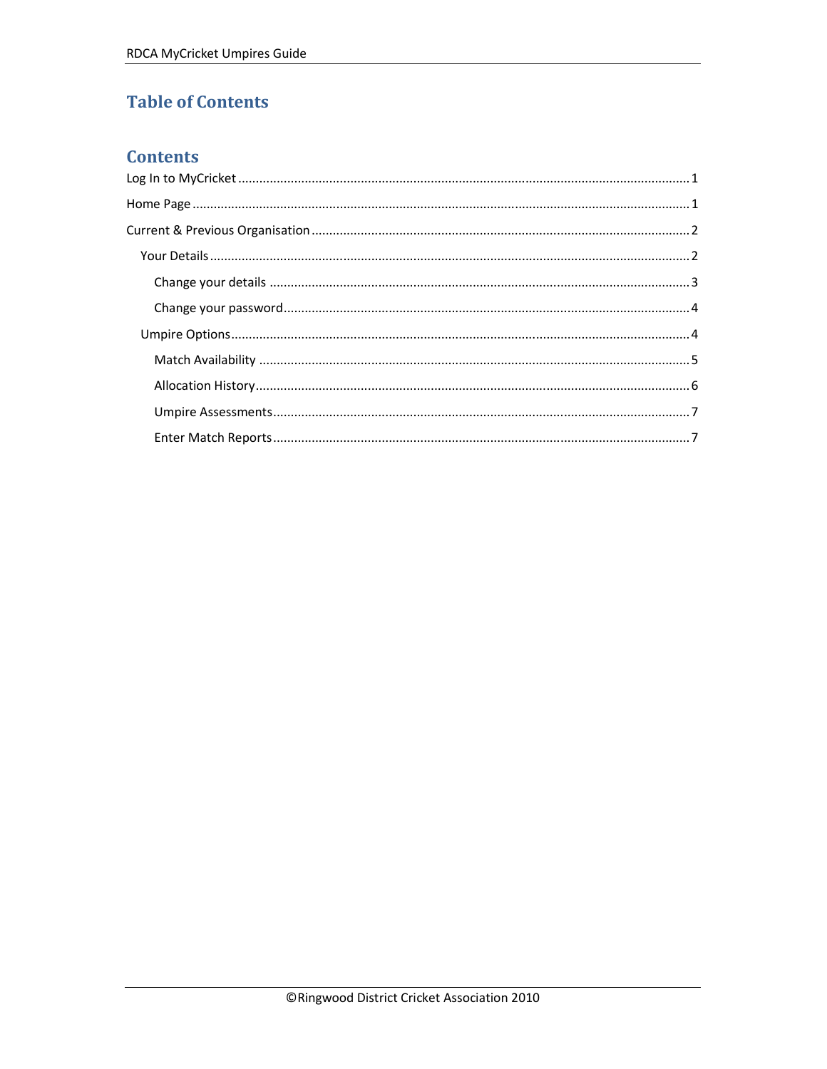# Table of Contents

## Contents

- Log In to MyCricket ..... 1
- Home Page ..... 1
- Current & Previous Organisation ..... 2
  - Your Details ..... 2
    - Change your details ..... 3
    - Change your password ..... 4
  - Umpire Options ..... 4
    - Match Availability ..... 5
    - Allocation History ..... 6
    - Umpire Assessments ..... 7
    - Enter Match Reports ..... 7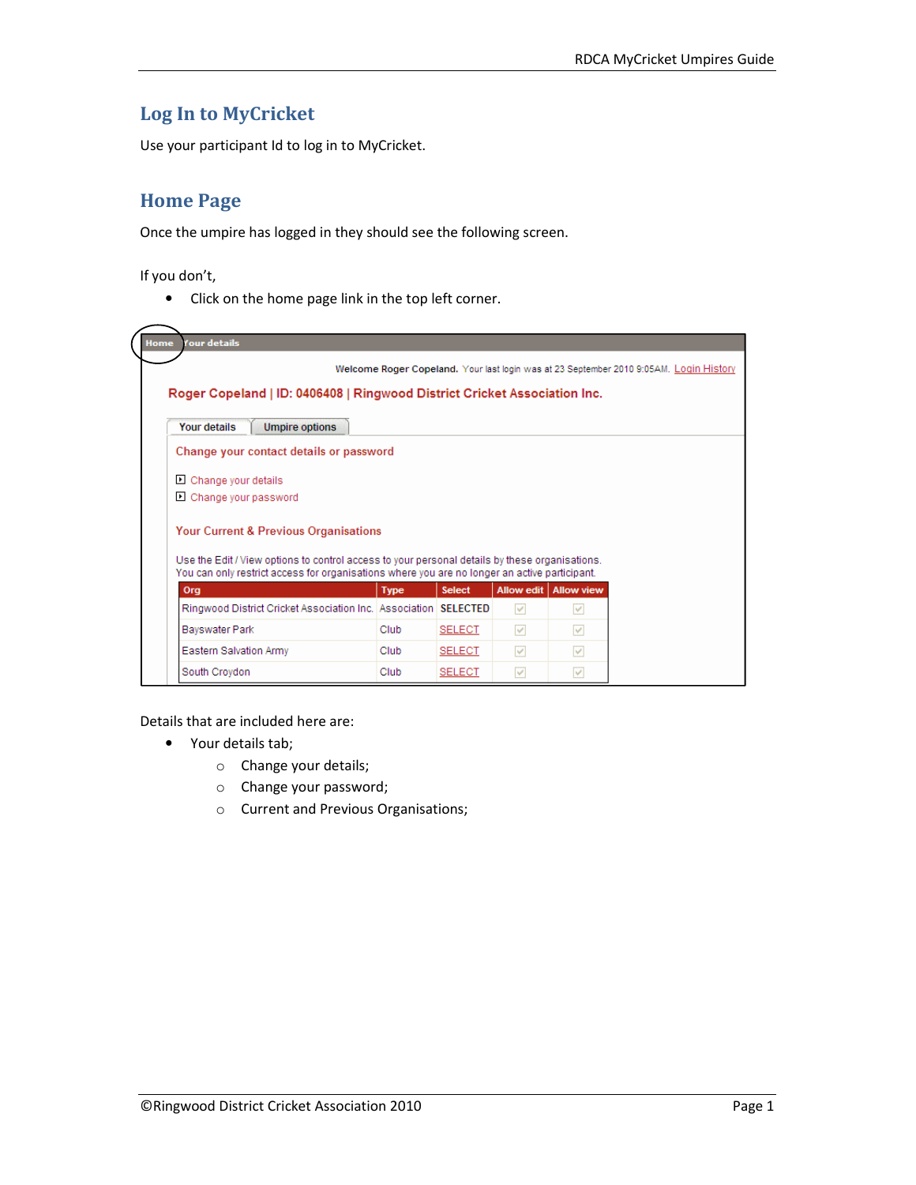## Log In to MyCricket

Use your participant Id to log in to MyCricket.

## Home Page

Once the umpire has logged in they should see the following screen.

If you don't,

- Click on the home page link in the top left corner.

Details that are included here are:

- Your details tab;
    - Change your details;
    - Change your password;
    - Current and Previous Organisations;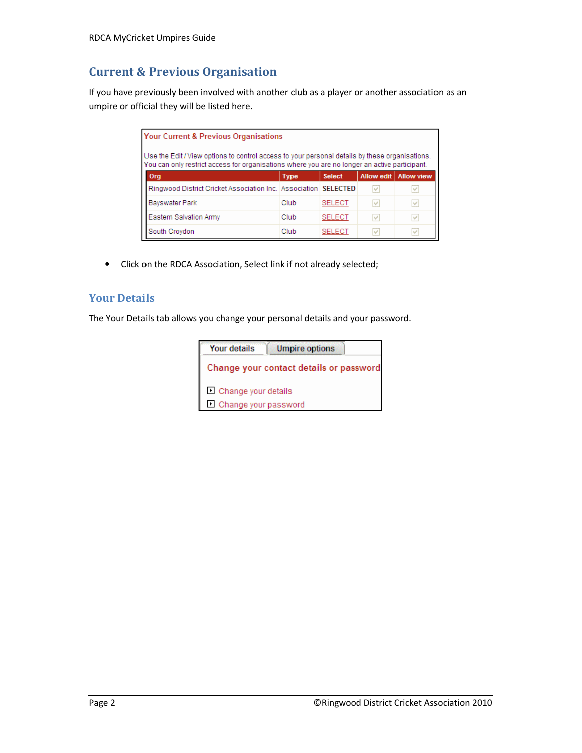## Current & Previous Organisation

If you have previously been involved with another club as a player or another association as an umpire or official they will be listed here.

**Your Current & Previous Organisations**

Use the Edit / View options to control access to your personal details by these organisations. You can only restrict access for organisations where you are no longer an active participant.

| Org | Type | Select | Allow edit | Allow view |
|---|---|---|---|---|
| Ringwood District Cricket Association Inc. | Association | SELECTED | ✓ | ✓ |
| Bayswater Park | Club | SELECT | ✓ | ✓ |
| Eastern Salvation Army | Club | SELECT | ✓ | ✓ |
| South Croydon | Club | SELECT | ✓ | ✓ |

- Click on the RDCA Association, Select link if not already selected;

## Your Details

The Your Details tab allows you change your personal details and your password.

Your details | Umpire options

**Change your contact details or password**

- Change your details
- Change your password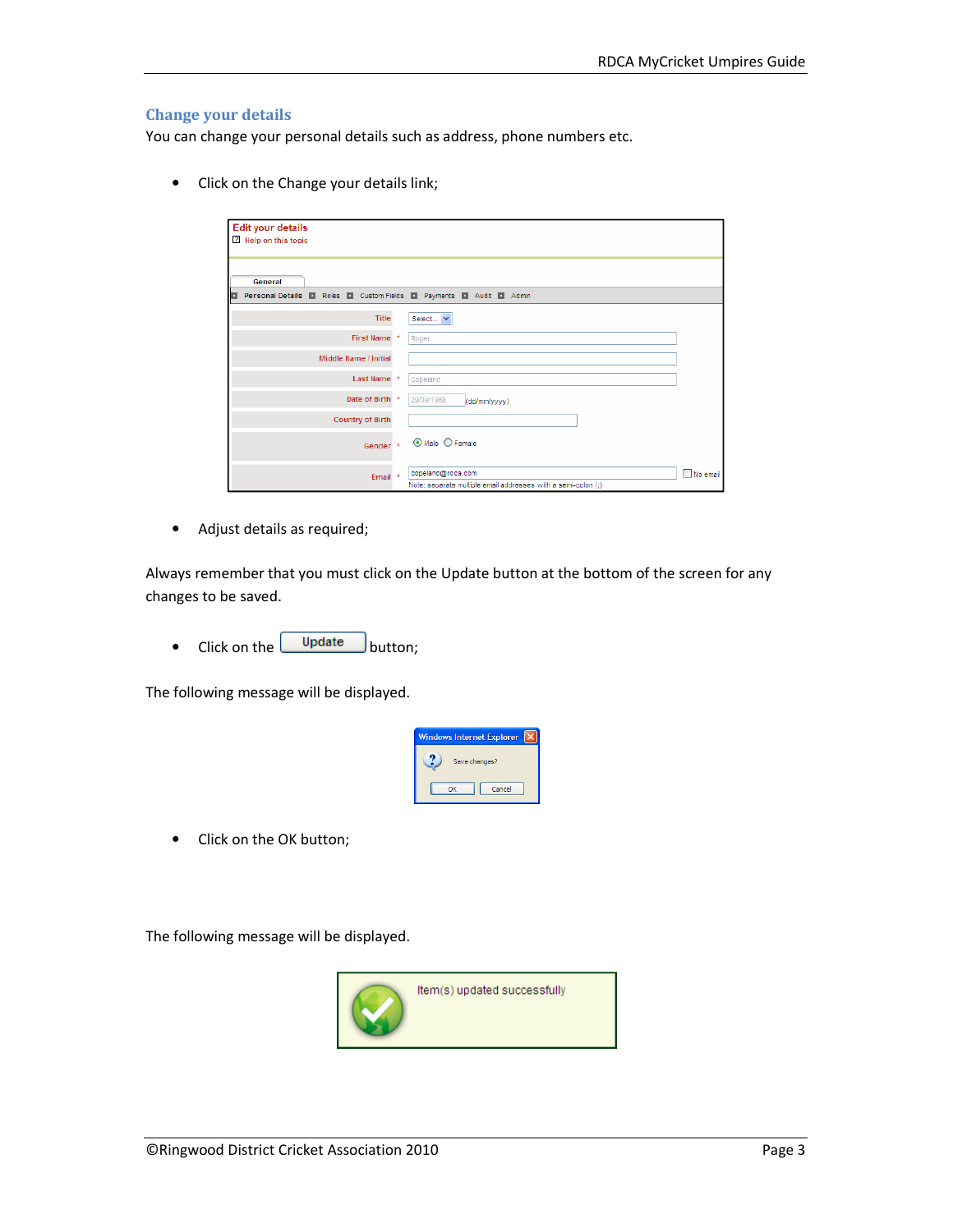## Change your details

You can change your personal details such as address, phone numbers etc.

- Click on the Change your details link;

- Adjust details as required;

Always remember that you must click on the Update button at the bottom of the screen for any changes to be saved.

- Click on the Update button;

The following message will be displayed.

- Click on the OK button;

The following message will be displayed.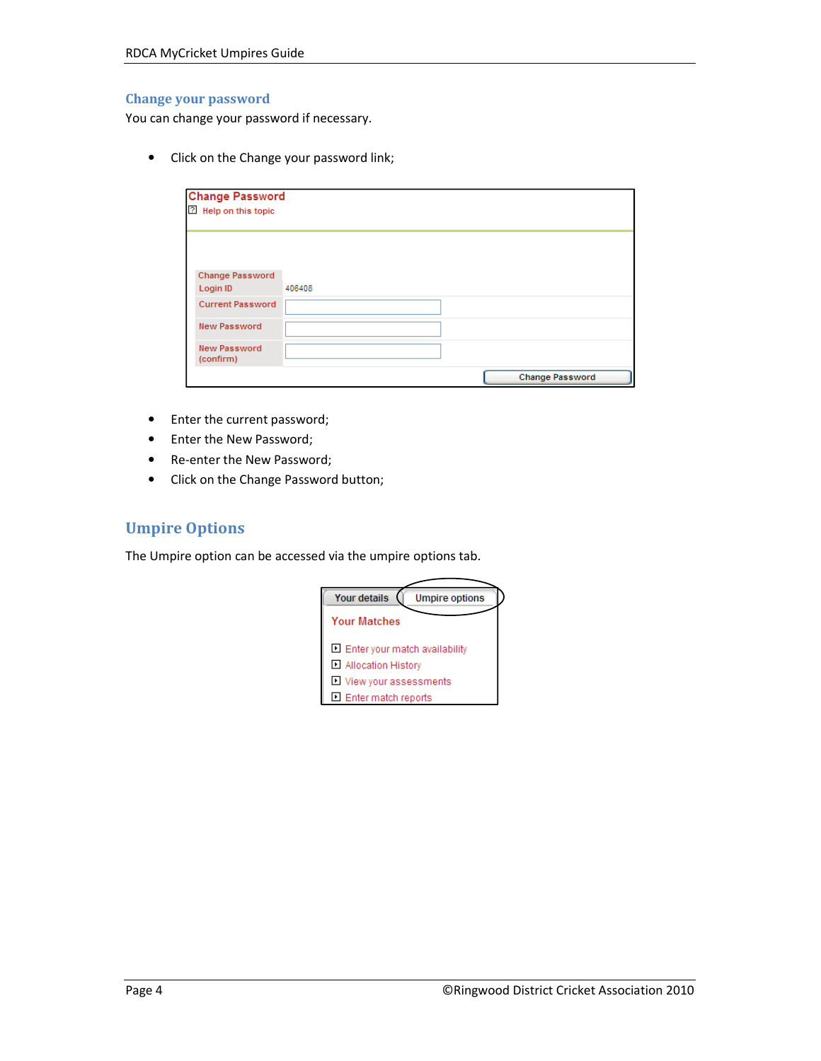## Change your password

You can change your password if necessary.

- Click on the Change your password link;

- Enter the current password;
- Enter the New Password;
- Re-enter the New Password;
- Click on the Change Password button;

## Umpire Options

The Umpire option can be accessed via the umpire options tab.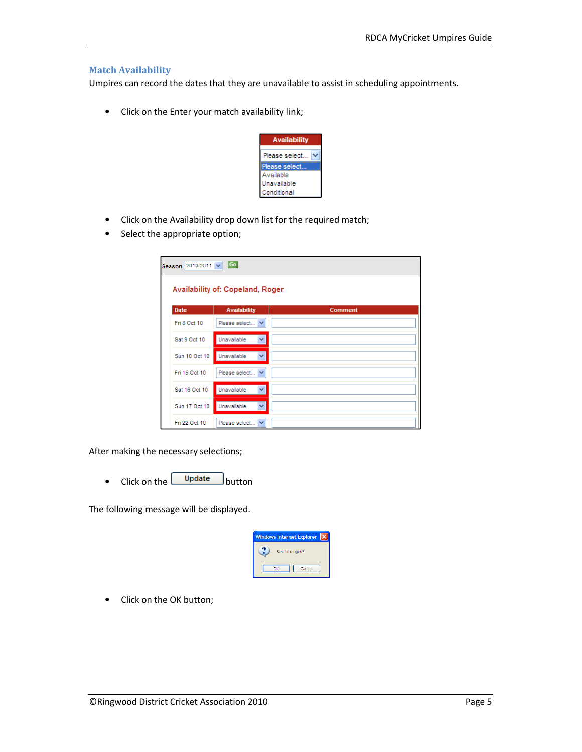## Match Availability

Umpires can record the dates that they are unavailable to assist in scheduling appointments.

- Click on the Enter your match availability link;

- Click on the Availability drop down list for the required match;
- Select the appropriate option;

After making the necessary selections;

- Click on the Update button

The following message will be displayed.

- Click on the OK button;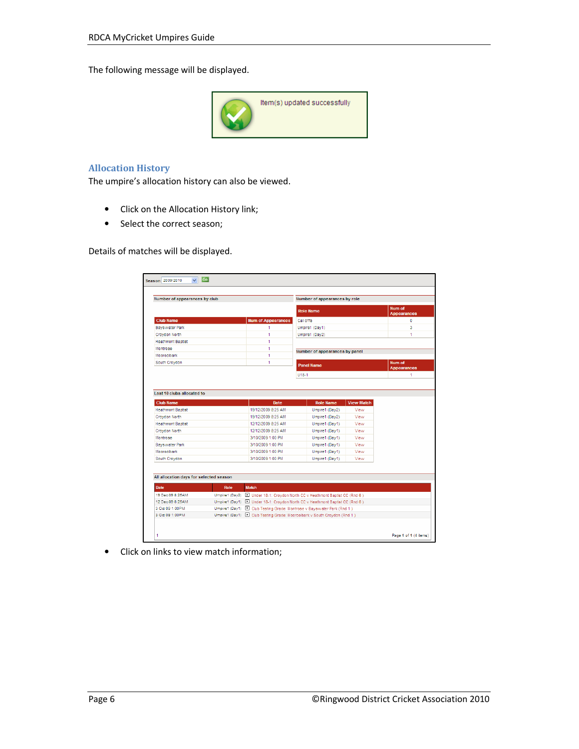The following message will be displayed.

Item(s) updated successfully

## Allocation History

The umpire's allocation history can also be viewed.

- Click on the Allocation History link;
- Select the correct season;

Details of matches will be displayed.

Season 2009/2010 Go

Number of appearances by club

| Club Name | Num of Appearances |
|---|---|
| Bayswater Park | 1 |
| Croydon North | 1 |
| Heathmont Baptist | 1 |
| Montrose | 1 |
| Mooroolbark | 1 |
| South Croydon | 1 |

Number of appearances by role

| Role Name | Num of Appearances |
|---|---|
| Call offs | 0 |
| Umpire1 (Day1) | 3 |
| Umpire1 (Day2) | 1 |

Number of appearances by panel

| Panel Name | Num of Appearances |
|---|---|
| U18-1 | 1 |

Last 10 clubs allocated to

| Club Name | Date | Role Name | View Match |
|---|---|---|---|
| Heathmont Baptist | 19/12/2009 8:25 AM | Umpire1 (Day2) | View |
| Croydon North | 19/12/2009 8:25 AM | Umpire1 (Day2) | View |
| Heathmont Baptist | 12/12/2009 8:25 AM | Umpire1 (Day1) | View |
| Croydon North | 12/12/2009 8:25 AM | Umpire1 (Day1) | View |
| Montrose | 3/10/2009 1:00 PM | Umpire1 (Day1) | View |
| Bayswater Park | 3/10/2009 1:00 PM | Umpire1 (Day1) | View |
| Mooroolbark | 3/10/2009 1:00 PM | Umpire1 (Day1) | View |
| South Croydon | 3/10/2009 1:00 PM | Umpire1 (Day1) | View |

All allocation days for selected season

| Date | Role | Match |
|---|---|---|
| 19 Dec 09 8:25AM | Umpire1 (Day2) | Under 18-1: Croydon North CC v Heathmont Baptist CC (Rnd 6 ) |
| 12 Dec 09 8:25AM | Umpire1 (Day1) | Under 18-1: Croydon North CC v Heathmont Baptist CC (Rnd 6 ) |
| 3 Oct 09 1:00PM | Umpire1 (Day1) | Club Testing Grade: Montrose v Bayswater Park (Rnd 1 ) |
| 3 Oct 09 1:00PM | Umpire1 (Day1) | Club Testing Grade: Mooroolbark v South Croydon (Rnd 1 ) |

1 Page 1 of 1 (4 items)

- Click on links to view match information;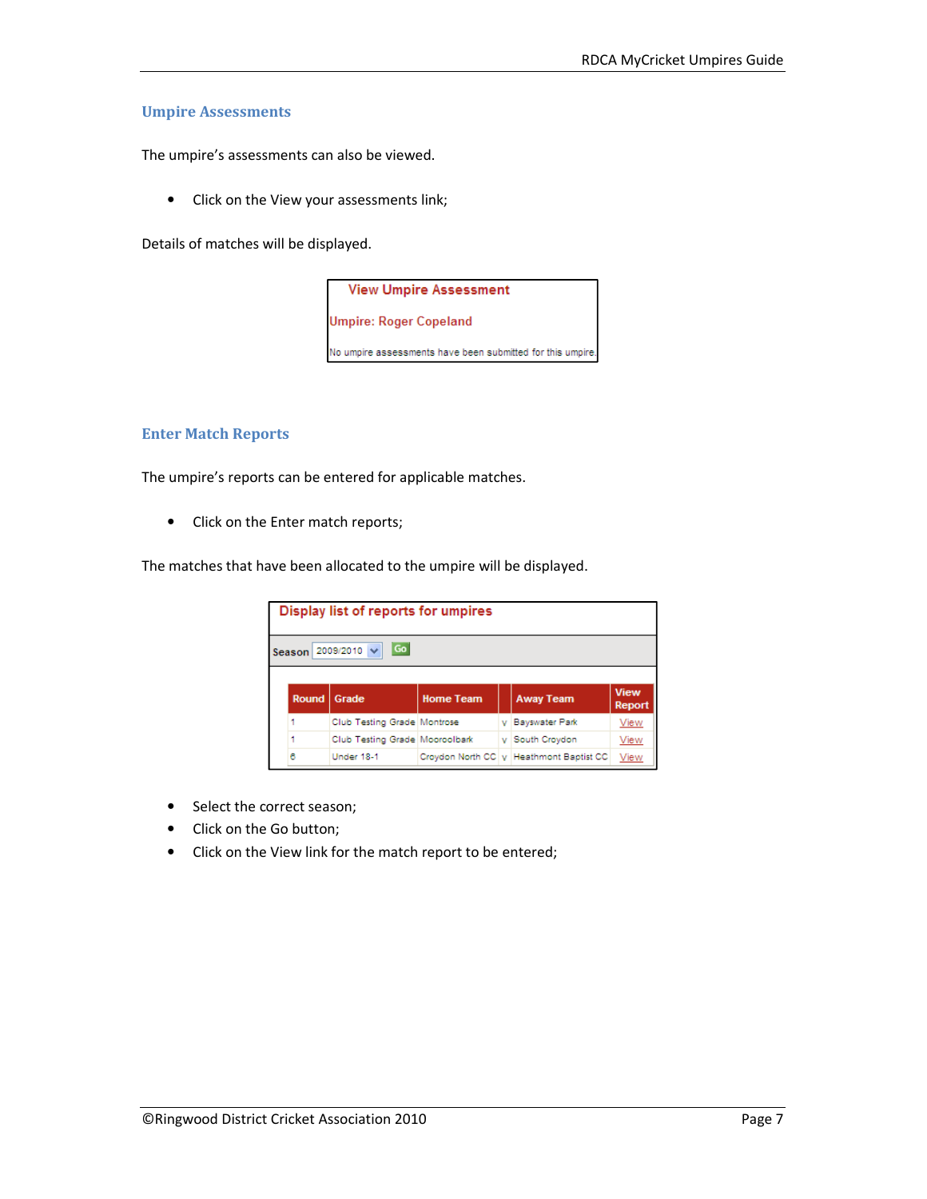## Umpire Assessments

The umpire's assessments can also be viewed.

- Click on the View your assessments link;

Details of matches will be displayed.

**View Umpire Assessment**

**Umpire: Roger Copeland**

No umpire assessments have been submitted for this umpire.

## Enter Match Reports

The umpire's reports can be entered for applicable matches.

- Click on the Enter match reports;

The matches that have been allocated to the umpire will be displayed.

**Display list of reports for umpires**

Season 2009/2010 Go

| Round | Grade | Home Team | | Away Team | View Report |
|---|---|---|---|---|---|
| 1 | Club Testing Grade | Montrose | v | Bayswater Park | View |
| 1 | Club Testing Grade | Mooroolbark | v | South Croydon | View |
| 6 | Under 18-1 | Croydon North CC | v | Heathmont Baptist CC | View |

- Select the correct season;
- Click on the Go button;
- Click on the View link for the match report to be entered;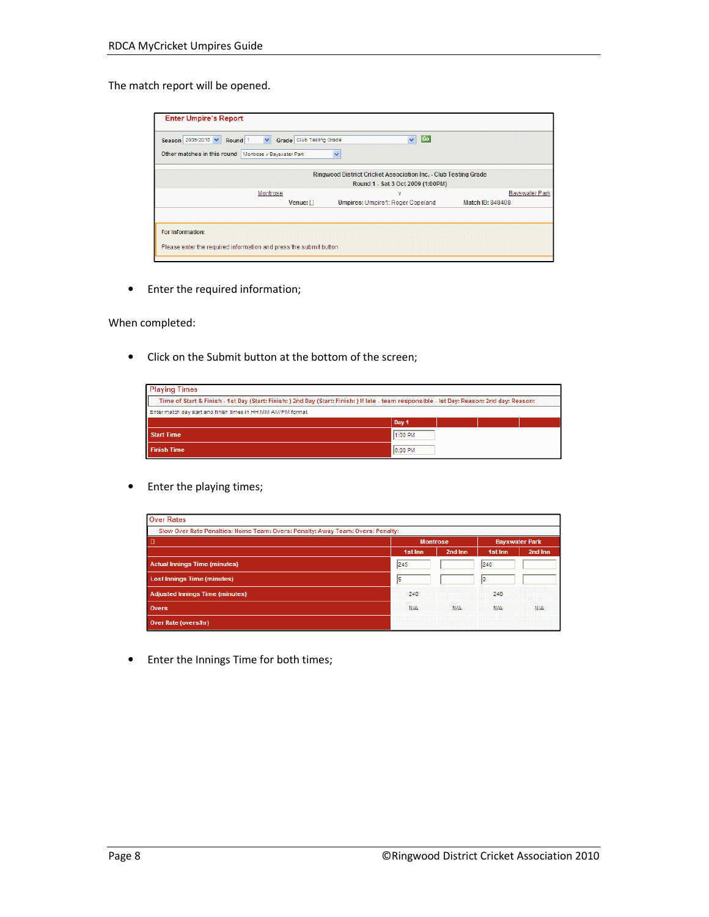The match report will be opened.

**Enter Umpire's Report**

Season 2009/2010 Round 1 Grade Club Testing Grade Go

Other matches in this round Montrose v Bayswater Park

Ringwood District Cricket Association Inc. - Club Testing Grade
Round 1 - Sat 3 Oct 2009 (1:00PM)

Montrose v Bayswater Park

Venue: [] Umpires: Umpire1: Roger Copeland Match ID: 848408

For Information:

Please enter the required information and press the submit button

- Enter the required information;

When completed:

- Click on the Submit button at the bottom of the screen;

**Playing Times**

Time of Start & Finish - 1st Day (Start: Finish: ) 2nd Day (Start: Finish: ) If late - team responsible - Ist Day: Reason: 2nd day: Reason:

Enter match day start and finish times in HH:MM AM/PM format.

| | Day 1 | | | |
|---|---|---|---|---|
| Start Time | 1:00 PM | | | |
| Finish Time | 6:00 PM | | | |

- Enter the playing times;

**Over Rates**

Slow Over Rate Penalties: Home Team: Overs: Penalty: Away Team: Overs: Penalty:

| | Montrose | | Bayswater Park | |
|---|---|---|---|---|
| | 1st Inn | 2nd Inn | 1st Inn | 2nd Inn |
| Actual Innings Time (minutes) | 245 | | 240 | |
| Lost Innings Time (minutes) | 5 | | 0 | |
| Adjusted Innings Time (minutes) | 240 | | 240 | |
| Overs | N/A | N/A | N/A | N/A |
| Over Rate (overs/hr) | | | | |

- Enter the Innings Time for both times;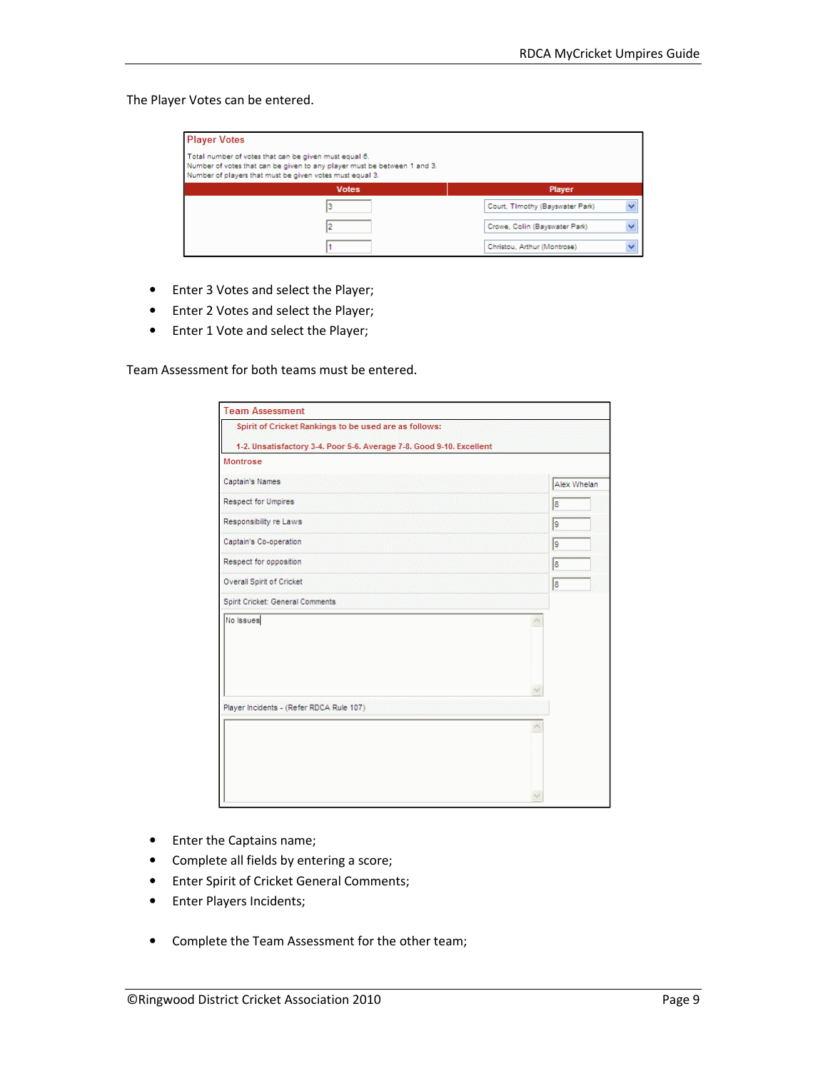The Player Votes can be entered.

**Player Votes**

Total number of votes that can be given must equal 6.
Number of votes that can be given to any player must be between 1 and 3.
Number of players that must be given votes must equal 3.

| Votes | Player |
|---|---|
| 3 | Court, Timothy (Bayswater Park) |
| 2 | Crowe, Colin (Bayswater Park) |
| 1 | Christou, Arthur (Montrose) |

- Enter 3 Votes and select the Player;
- Enter 2 Votes and select the Player;
- Enter 1 Vote and select the Player;

Team Assessment for both teams must be entered.

**Team Assessment**

Spirit of Cricket Rankings to be used are as follows:

1-2. Unsatisfactory 3-4. Poor 5-6. Average 7-8. Good 9-10. Excellent

**Montrose**

| Field | Entry |
|---|---|
| Captain's Names | Alex Whelan |
| Respect for Umpires | 8 |
| Responsibility re Laws | 9 |
| Captain's Co-operation | 9 |
| Respect for opposition | 8 |
| Overall Spirit of Cricket | 8 |

Spirit Cricket: General Comments

No Issues

Player Incidents - (Refer RDCA Rule 107)

- Enter the Captains name;
- Complete all fields by entering a score;
- Enter Spirit of Cricket General Comments;
- Enter Players Incidents;

- Complete the Team Assessment for the other team;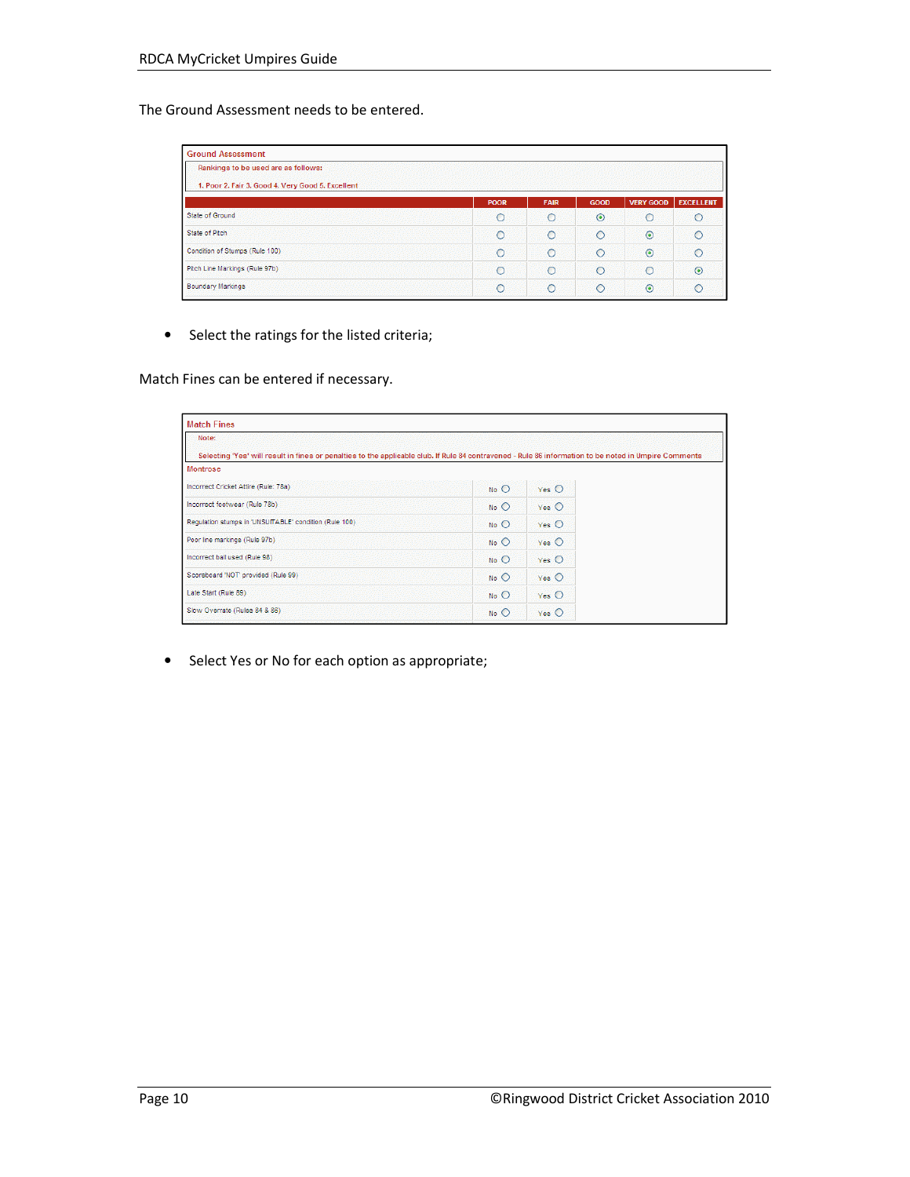The Ground Assessment needs to be entered.

**Ground Assessment**

Rankings to be used are as follows:

1. Poor 2. Fair 3. Good 4. Very Good 5. Excellent

| | POOR | FAIR | GOOD | VERY GOOD | EXCELLENT |
|---|---|---|---|---|---|
| State of Ground | ○ | ○ | ◉ | ○ | ○ |
| State of Pitch | ○ | ○ | ○ | ◉ | ○ |
| Condition of Stumps (Rule 100) | ○ | ○ | ○ | ◉ | ○ |
| Pitch Line Markings (Rule 97b) | ○ | ○ | ○ | ○ | ◉ |
| Boundary Markings | ○ | ○ | ○ | ◉ | ○ |

- Select the ratings for the listed criteria;

Match Fines can be entered if necessary.

**Match Fines**

Note:

Selecting 'Yes' will result in fines or penalties to the applicable club. If Rule 84 contravened - Rule 86 information to be noted in Umpire Comments

**Montrose**

| | | |
|---|---|---|
| Incorrect Cricket Attire (Rule: 78a) | No ○ | Yes ○ |
| Incorrect footwear (Rule 78b) | No ○ | Yes ○ |
| Regulation stumps in 'UNSUITABLE' condition (Rule 100) | No ○ | Yes ○ |
| Poor line markings (Rule 97b) | No ○ | Yes ○ |
| Incorrect ball used (Rule 98) | No ○ | Yes ○ |
| Scoreboard 'NOT' provided (Rule 99) | No ○ | Yes ○ |
| Late Start (Rule 89) | No ○ | Yes ○ |
| Slow Overrate (Rules 84 & 86) | No ○ | Yes ○ |

- Select Yes or No for each option as appropriate;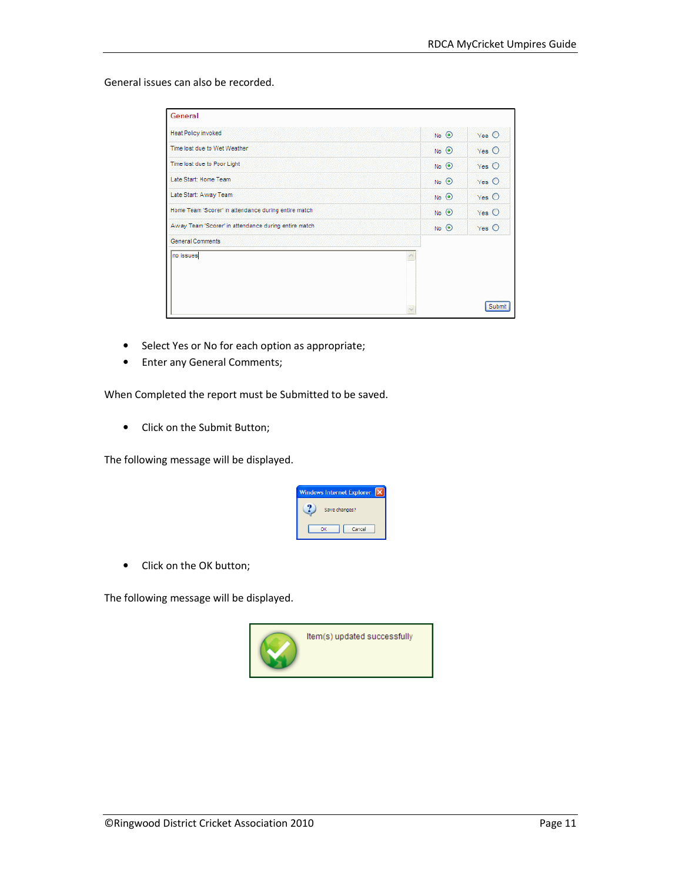General issues can also be recorded.

- Select Yes or No for each option as appropriate;
- Enter any General Comments;

When Completed the report must be Submitted to be saved.

- Click on the Submit Button;

The following message will be displayed.

- Click on the OK button;

The following message will be displayed.